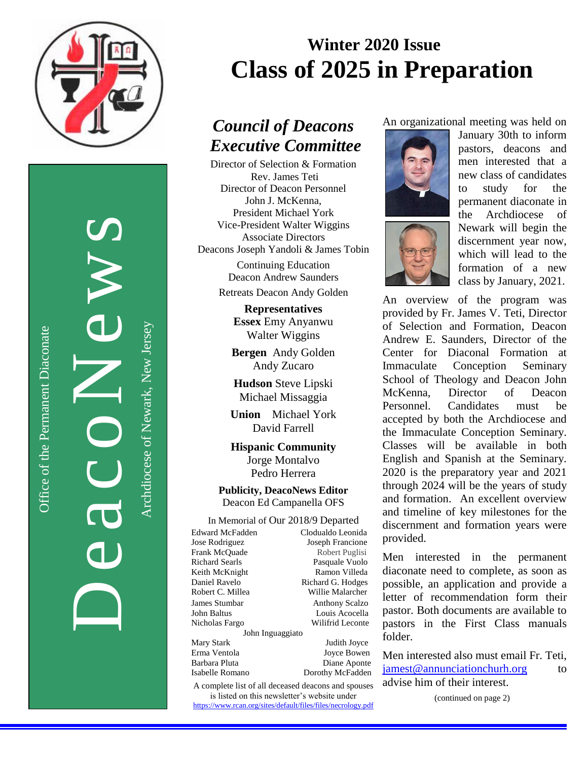# DeacoNews

Office of the Permanent Diaconate

Archdiocese of Newark, New Jersey

## Winter 2020 Issue

# Class of 2025 in Preparation

## *Council of Deacons Executive Committee*

Director of Selection & Formation
Rev. James Teti
Director of Deacon Personnel
John J. McKenna,
President Michael York
Vice-President Walter Wiggins
Associate Directors
Deacons Joseph Yandoli & James Tobin

Continuing Education
Deacon Andrew Saunders

Retreats Deacon Andy Golden

**Representatives**
**Essex** Emy Anyanwu
Walter Wiggins

**Bergen** Andy Golden
Andy Zucaro

**Hudson** Steve Lipski
Michael Missaggia

**Union** Michael York
David Farrell

**Hispanic Community**
Jorge Montalvo
Pedro Herrera

**Publicity, DeacoNews Editor**
Deacon Ed Campanella OFS

In Memorial of Our 2018/9 Departed

| | |
|---|---|
| Edward McFadden | Cloduoaldo Leonida |
| Jose Rodriguez | Joseph Francione |
| Frank McQuade | Robert Puglisi |
| Richard Searls | Pasquale Vuolo |
| Keith McKnight | Ramon Villeda |
| Daniel Ravelo | Richard G. Hodges |
| Robert C. Millea | Willie Malarcher |
| James Stumbar | Anthony Scalzo |
| John Baltus | Louis Acocella |
| Nicholas Fargo | Wilifrid Leconte |
| John Inguaggiato | |
| Mary Stark | Judith Joyce |
| Erma Ventola | Joyce Bowen |
| Barbara Pluta | Diane Aponte |
| Isabelle Romano | Dorothy McFadden |

A complete list of all deceased deacons and spouses is listed on this newsletter's website under https://www.rcan.org/sites/default/files/files/necrology.pdf

An organizational meeting was held on January 30th to inform pastors, deacons and men interested that a new class of candidates to study for the permanent diaconate in the Archdiocese of Newark will begin the discernment year now, which will lead to the formation of a new class by January, 2021.

An overview of the program was provided by Fr. James V. Teti, Director of Selection and Formation, Deacon Andrew E. Saunders, Director of the Center for Diaconal Formation at Immaculate Conception Seminary School of Theology and Deacon John McKenna, Director of Deacon Personnel. Candidates must be accepted by both the Archdiocese and the Immaculate Conception Seminary. Classes will be available in both English and Spanish at the Seminary. 2020 is the preparatory year and 2021 through 2024 will be the years of study and formation. An excellent overview and timeline of key milestones for the discernment and formation years were provided.

Men interested in the permanent diaconate need to complete, as soon as possible, an application and provide a letter of recommendation form their pastor. Both documents are available to pastors in the First Class manuals folder.

Men interested also must email Fr. Teti, jamest@annunciationchurh.org to advise him of their interest.

(continued on page 2)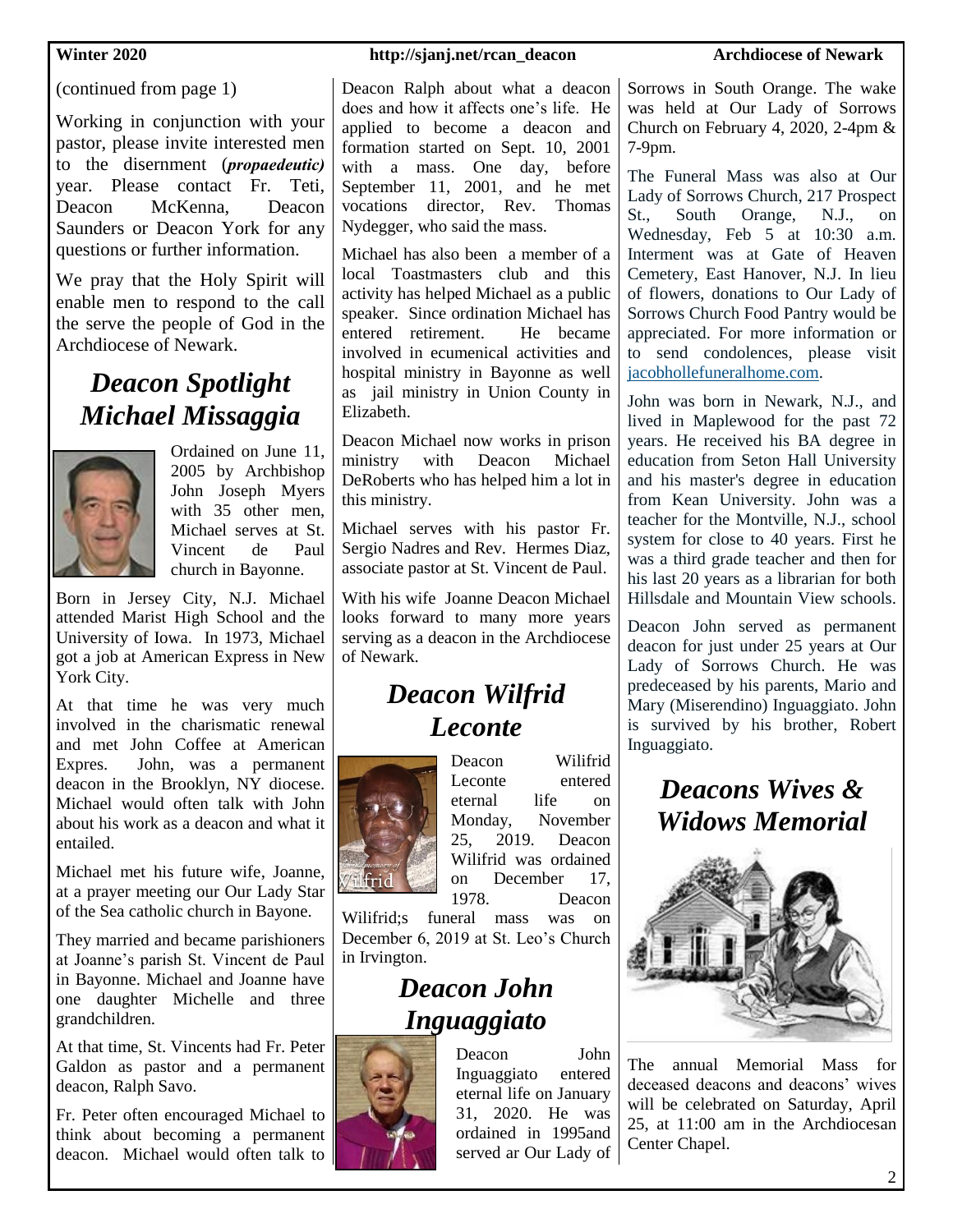(continued from page 1)

Working in conjunction with your pastor, please invite interested men to the disernment (***propaedeutic)*** year. Please contact Fr. Teti, Deacon McKenna, Deacon Saunders or Deacon York for any questions or further information.

We pray that the Holy Spirit will enable men to respond to the call the serve the people of God in the Archdiocese of Newark.

## *Deacon Spotlight Michael Missaggia*

Ordained on June 11, 2005 by Archbishop John Joseph Myers with 35 other men, Michael serves at St. Vincent de Paul church in Bayonne.

Born in Jersey City, N.J. Michael attended Marist High School and the University of Iowa. In 1973, Michael got a job at American Express in New York City.

At that time he was very much involved in the charismatic renewal and met John Coffee at American Expres. John, was a permanent deacon in the Brooklyn, NY diocese. Michael would often talk with John about his work as a deacon and what it entailed.

Michael met his future wife, Joanne, at a prayer meeting our Our Lady Star of the Sea catholic church in Bayone.

They married and became parishioners at Joanne's parish St. Vincent de Paul in Bayonne. Michael and Joanne have one daughter Michelle and three grandchildren.

At that time, St. Vincents had Fr. Peter Galdon as pastor and a permanent deacon, Ralph Savo.

Fr. Peter often encouraged Michael to think about becoming a permanent deacon. Michael would often talk to Deacon Ralph about what a deacon does and how it affects one's life. He applied to become a deacon and formation started on Sept. 10, 2001 with a mass. One day, before September 11, 2001, and he met vocations director, Rev. Thomas Nydegger, who said the mass.

Michael has also been a member of a local Toastmasters club and this activity has helped Michael as a public speaker. Since ordination Michael has entered retirement. He became involved in ecumenical activities and hospital ministry in Bayonne as well as jail ministry in Union County in Elizabeth.

Deacon Michael now works in prison ministry with Deacon Michael DeRoberts who has helped him a lot in this ministry.

Michael serves with his pastor Fr. Sergio Nadres and Rev. Hermes Diaz, associate pastor at St. Vincent de Paul.

With his wife Joanne Deacon Michael looks forward to many more years serving as a deacon in the Archdiocese of Newark.

## *Deacon Wilfrid Leconte*

Deacon Wilifrid Leconte entered eternal life on Monday, November 25, 2019. Deacon Wilifrid was ordained on December 17, 1978. Deacon Wilifrid;s funeral mass was on December 6, 2019 at St. Leo's Church in Irvington.

## *Deacon John Inguaggiato*

Deacon John Inguaggiato entered eternal life on January 31, 2020. He was ordained in 1995and served ar Our Lady of Sorrows in South Orange. The wake was held at Our Lady of Sorrows Church on February 4, 2020, 2-4pm & 7-9pm.

The Funeral Mass was also at Our Lady of Sorrows Church, 217 Prospect St., South Orange, N.J., on Wednesday, Feb 5 at 10:30 a.m. Interment was at Gate of Heaven Cemetery, East Hanover, N.J. In lieu of flowers, donations to Our Lady of Sorrows Church Food Pantry would be appreciated. For more information or to send condolences, please visit jacobhollefuneralhome.com.

John was born in Newark, N.J., and lived in Maplewood for the past 72 years. He received his BA degree in education from Seton Hall University and his master's degree in education from Kean University. John was a teacher for the Montville, N.J., school system for close to 40 years. First he was a third grade teacher and then for his last 20 years as a librarian for both Hillsdale and Mountain View schools.

Deacon John served as permanent deacon for just under 25 years at Our Lady of Sorrows Church. He was predeceased by his parents, Mario and Mary (Miserendino) Inguaggiato. John is survived by his brother, Robert Inguaggiato.

## *Deacons Wives & Widows Memorial*

The annual Memorial Mass for deceased deacons and deacons' wives will be celebrated on Saturday, April 25, at 11:00 am in the Archdiocesan Center Chapel.